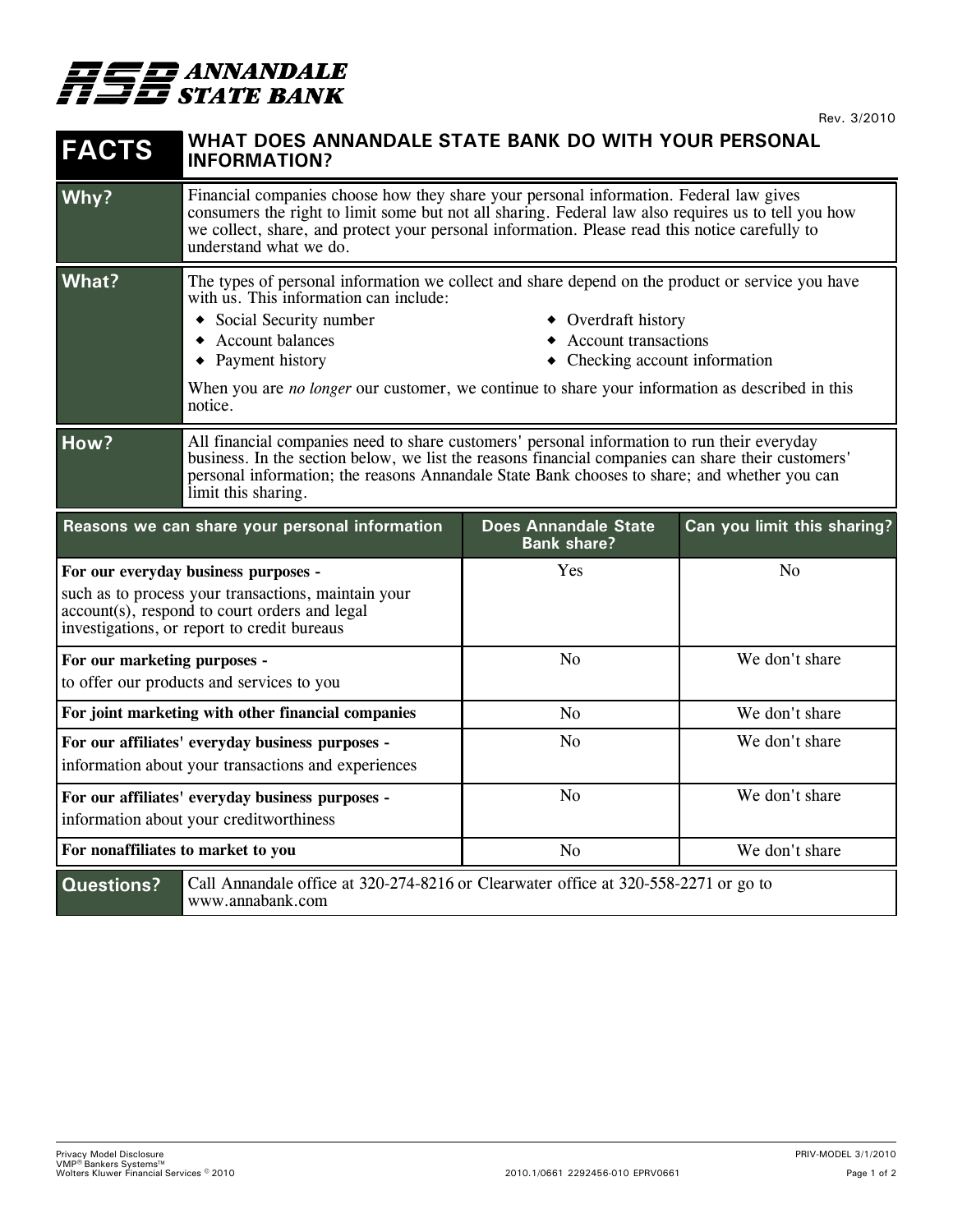# ANNANDALE STATE BANK

Rev. 3/2010

| FACTS | WHAT DOES ANNANDALE STATE BANK DO WITH YOUR PERSONAL INFORMATION? |
|---|---|
| **Why?** | Financial companies choose how they share your personal information. Federal law gives consumers the right to limit some but not all sharing. Federal law also requires us to tell you how we collect, share, and protect your personal information. Please read this notice carefully to understand what we do. |
| **What?** | The types of personal information we collect and share depend on the product or service you have with us. This information can include: ◆ Social Security number ◆ Account balances ◆ Payment history ◆ Overdraft history ◆ Account transactions ◆ Checking account information<br><br>When you are *no longer* our customer, we continue to share your information as described in this notice. |
| **How?** | All financial companies need to share customers' personal information to run their everyday business. In the section below, we list the reasons financial companies can share their customers' personal information; the reasons Annandale State Bank chooses to share; and whether you can limit this sharing. |

| Reasons we can share your personal information | Does Annandale State Bank share? | Can you limit this sharing? |
|---|---|---|
| **For our everyday business purposes -** such as to process your transactions, maintain your account(s), respond to court orders and legal investigations, or report to credit bureaus | Yes | No |
| **For our marketing purposes -** to offer our products and services to you | No | We don't share |
| **For joint marketing with other financial companies** | No | We don't share |
| **For our affiliates' everyday business purposes -** information about your transactions and experiences | No | We don't share |
| **For our affiliates' everyday business purposes -** information about your creditworthiness | No | We don't share |
| **For nonaffiliates to market to you** | No | We don't share |

| Questions? | Call Annandale office at 320-274-8216 or Clearwater office at 320-558-2271 or go to www.annabank.com |
|---|---|

Privacy Model Disclosure
VMP® Bankers Systems™
Wolters Kluwer Financial Services © 2010

PRIV-MODEL 3/1/2010

2010.1/0661 2292456-010 EPRV0661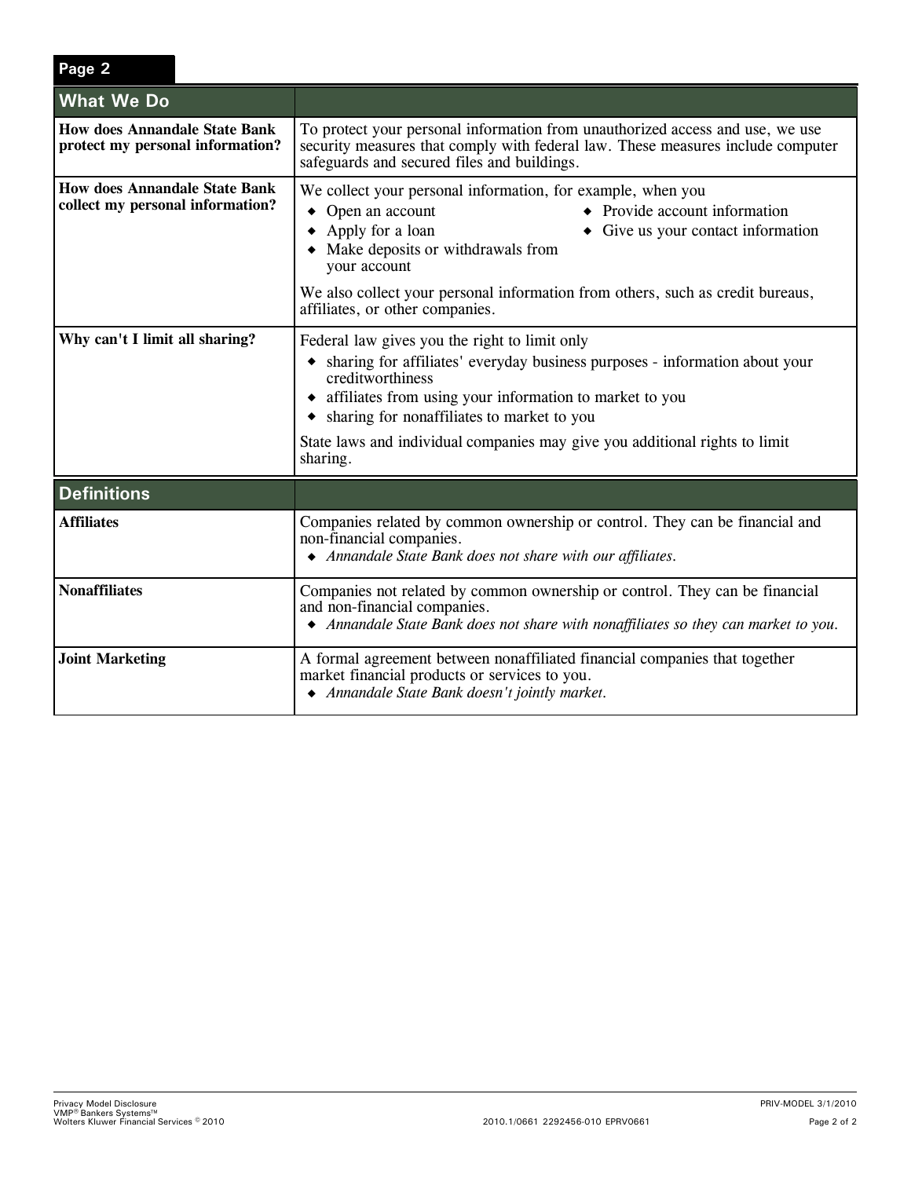## Page 2

| What We Do | |
| --- | --- |
| **How does Annandale State Bank protect my personal information?** | To protect your personal information from unauthorized access and use, we use security measures that comply with federal law. These measures include computer safeguards and secured files and buildings. |
| **How does Annandale State Bank collect my personal information?** | We collect your personal information, for example, when you<br>◆ Open an account<br>◆ Apply for a loan<br>◆ Make deposits or withdrawals from your account<br>◆ Provide account information<br>◆ Give us your contact information<br><br>We also collect your personal information from others, such as credit bureaus, affiliates, or other companies. |
| **Why can't I limit all sharing?** | Federal law gives you the right to limit only<br>◆ sharing for affiliates' everyday business purposes - information about your creditworthiness<br>◆ affiliates from using your information to market to you<br>◆ sharing for nonaffiliates to market to you<br><br>State laws and individual companies may give you additional rights to limit sharing. |

| Definitions | |
| --- | --- |
| **Affiliates** | Companies related by common ownership or control. They can be financial and non-financial companies.<br>◆ *Annandale State Bank does not share with our affiliates.* |
| **Nonaffiliates** | Companies not related by common ownership or control. They can be financial and non-financial companies.<br>◆ *Annandale State Bank does not share with nonaffiliates so they can market to you.* |
| **Joint Marketing** | A formal agreement between nonaffiliated financial companies that together market financial products or services to you.<br>◆ *Annandale State Bank doesn't jointly market.* |